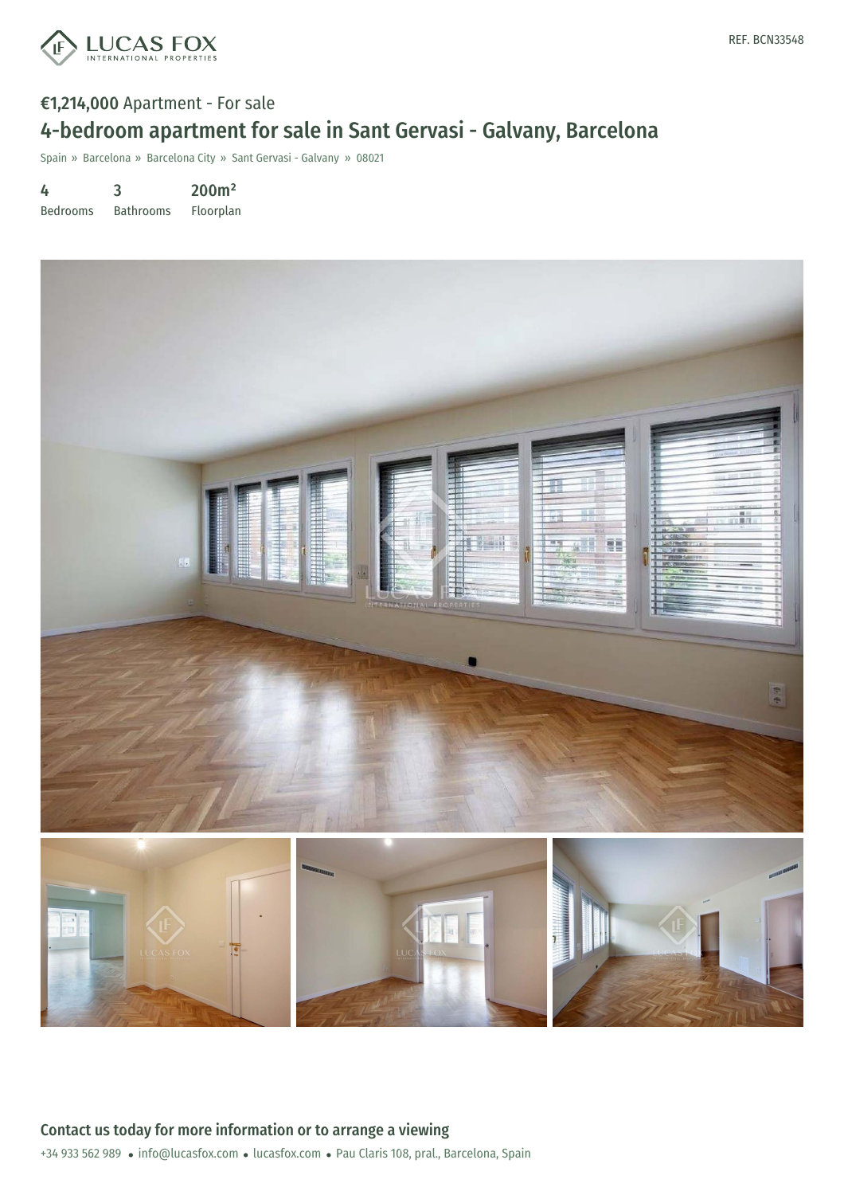REF. BCN33548

**€1,214,000** Apartment - For sale

# 4-bedroom apartment for sale in Sant Gervasi - Galvany, Barcelona

Spain » Barcelona » Barcelona City » Sant Gervasi - Galvany » 08021

| 4 | 3 | 200m² |
|---|---|---|
| Bedrooms | Bathrooms | Floorplan |

## Contact us today for more information or to arrange a viewing

+34 933 562 989 • info@lucasfox.com • lucasfox.com • Pau Claris 108, pral., Barcelona, Spain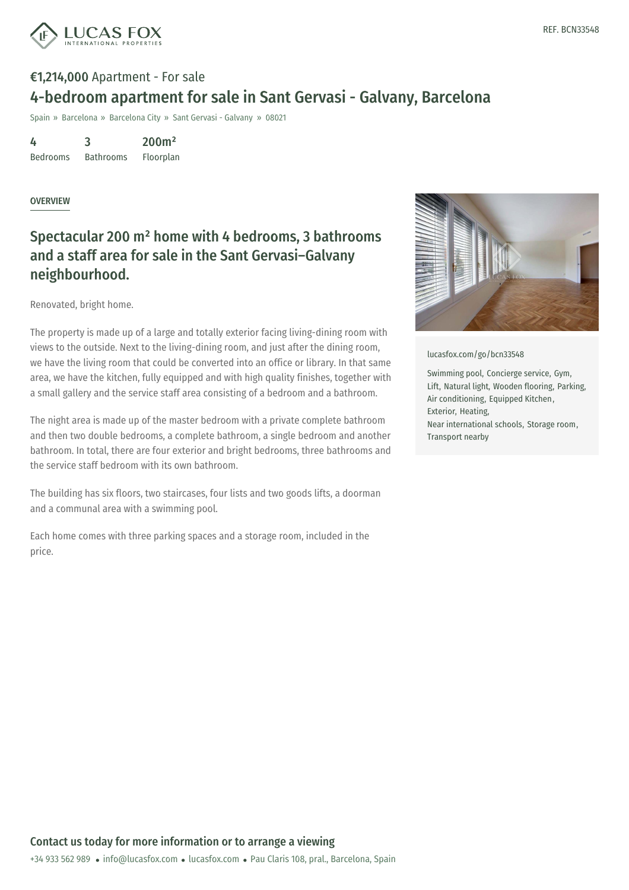REF. BCN33548

**€1,214,000** Apartment - For sale

# 4-bedroom apartment for sale in Sant Gervasi - Galvany, Barcelona

Spain » Barcelona » Barcelona City » Sant Gervasi - Galvany » 08021

| 4 | 3 | 200m² |
|---|---|---|
| Bedrooms | Bathrooms | Floorplan |

OVERVIEW

## Spectacular 200 m² home with 4 bedrooms, 3 bathrooms and a staff area for sale in the Sant Gervasi–Galvany neighbourhood.

Renovated, bright home.

The property is made up of a large and totally exterior facing living-dining room with views to the outside. Next to the living-dining room, and just after the dining room, we have the living room that could be converted into an office or library. In that same area, we have the kitchen, fully equipped and with high quality finishes, together with a small gallery and the service staff area consisting of a bedroom and a bathroom.

The night area is made up of the master bedroom with a private complete bathroom and then two double bedrooms, a complete bathroom, a single bedroom and another bathroom. In total, there are four exterior and bright bedrooms, three bathrooms and the service staff bedroom with its own bathroom.

The building has six floors, two staircases, four lists and two goods lifts, a doorman and a communal area with a swimming pool.

Each home comes with three parking spaces and a storage room, included in the price.

lucasfox.com/go/bcn33548

Swimming pool, Concierge service, Gym, Lift, Natural light, Wooden flooring, Parking, Air conditioning, Equipped Kitchen, Exterior, Heating, Near international schools, Storage room, Transport nearby

**Contact us today for more information or to arrange a viewing**

+34 933 562 989 • info@lucasfox.com • lucasfox.com • Pau Claris 108, pral., Barcelona, Spain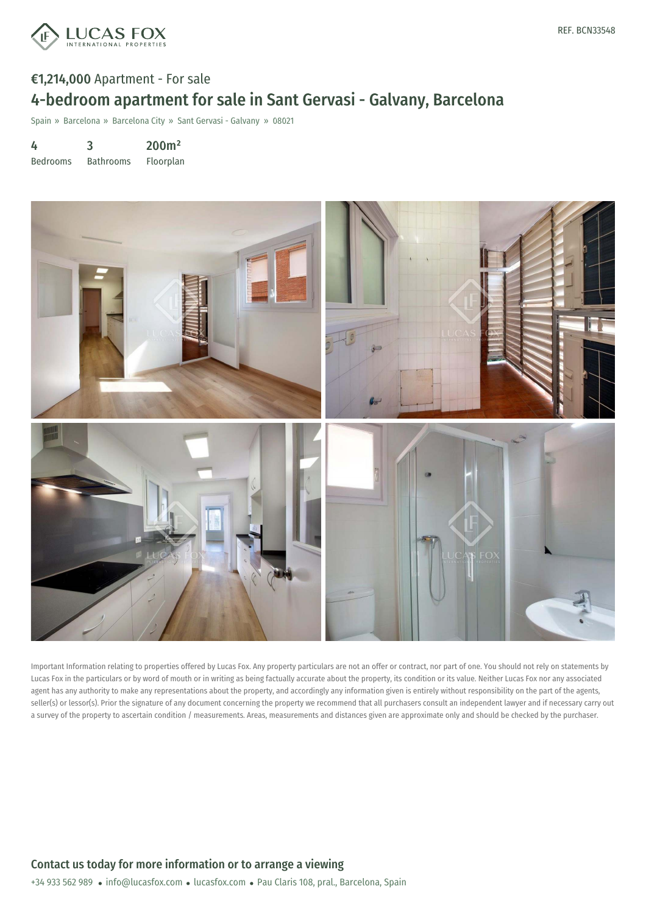REF. BCN33548

**€1,214,000** Apartment - For sale

# 4-bedroom apartment for sale in Sant Gervasi - Galvany, Barcelona

Spain » Barcelona » Barcelona City » Sant Gervasi - Galvany » 08021

| 4 | 3 | 200m² |
|---|---|---|
| Bedrooms | Bathrooms | Floorplan |

Important Information relating to properties offered by Lucas Fox. Any property particulars are not an offer or contract, nor part of one. You should not rely on statements by Lucas Fox in the particulars or by word of mouth or in writing as being factually accurate about the property, its condition or its value. Neither Lucas Fox nor any associated agent has any authority to make any representations about the property, and accordingly any information given is entirely without responsibility on the part of the agents, seller(s) or lessor(s). Prior the signature of any document concerning the property we recommend that all purchasers consult an independent lawyer and if necessary carry out a survey of the property to ascertain condition / measurements. Areas, measurements and distances given are approximate only and should be checked by the purchaser.

## Contact us today for more information or to arrange a viewing

+34 933 562 989 • info@lucasfox.com • lucasfox.com • Pau Claris 108, pral., Barcelona, Spain